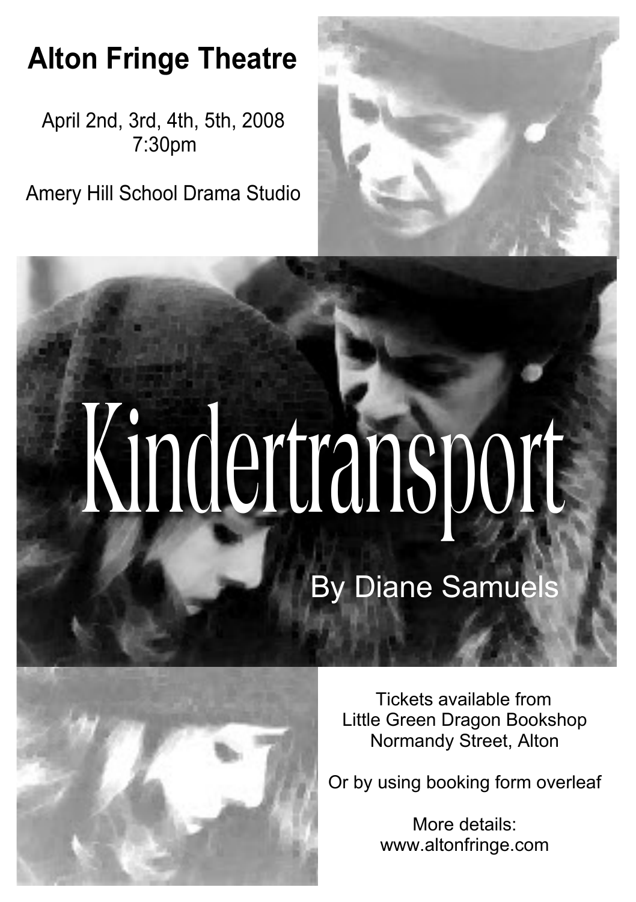# Alton Fringe Theatre

April 2nd, 3rd, 4th, 5th, 2008
7:30pm

Amery Hill School Drama Studio

# Kindertransport

By Diane Samuels

Tickets available from
Little Green Dragon Bookshop
Normandy Street, Alton

Or by using booking form overleaf

More details:
www.altonfringe.com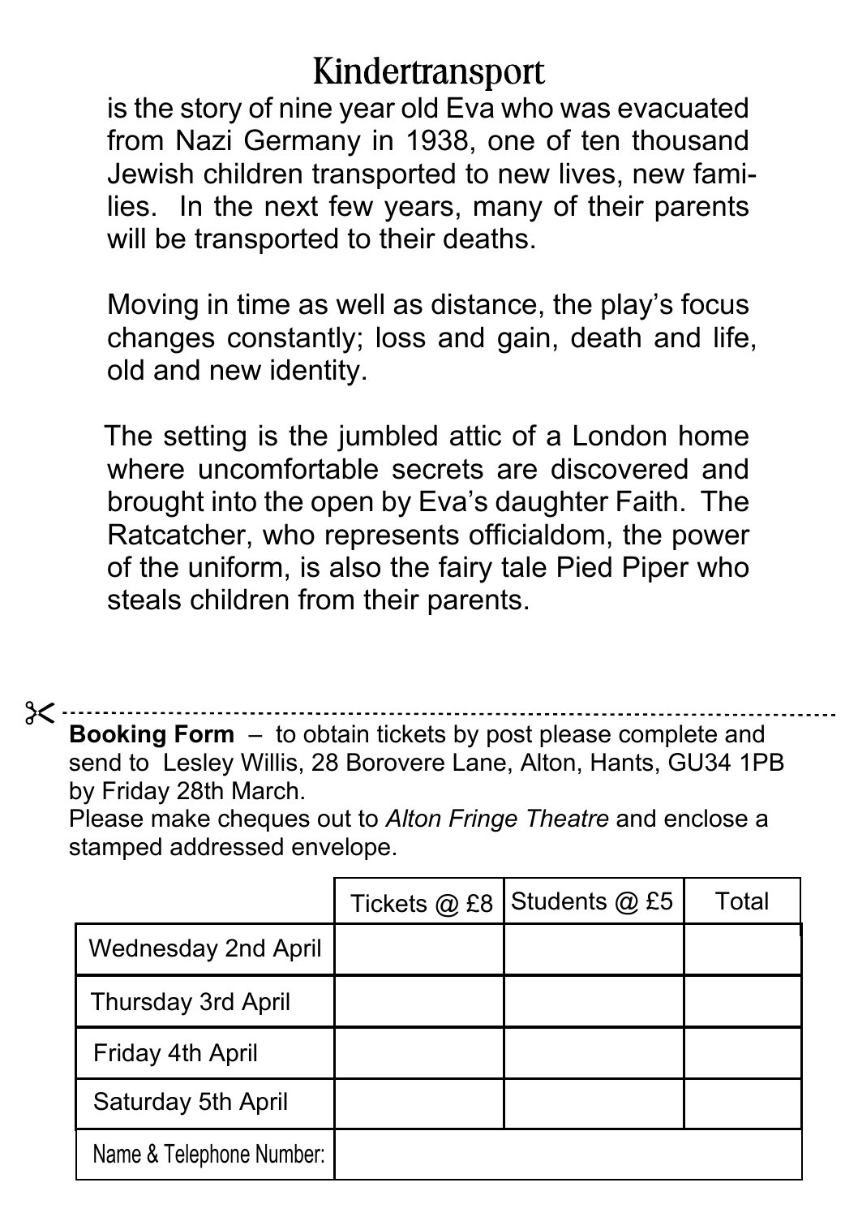# Kindertransport

is the story of nine year old Eva who was evacuated from Nazi Germany in 1938, one of ten thousand Jewish children transported to new lives, new families. In the next few years, many of their parents will be transported to their deaths.

Moving in time as well as distance, the play's focus changes constantly; loss and gain, death and life, old and new identity.

The setting is the jumbled attic of a London home where uncomfortable secrets are discovered and brought into the open by Eva's daughter Faith. The Ratcatcher, who represents officialdom, the power of the uniform, is also the fairy tale Pied Piper who steals children from their parents.

---

**Booking Form** – to obtain tickets by post please complete and send to Lesley Willis, 28 Borovere Lane, Alton, Hants, GU34 1PB by Friday 28th March.

Please make cheques out to *Alton Fringe Theatre* and enclose a stamped addressed envelope.

| | Tickets @ £8 | Students @ £5 | Total |
|---|---|---|---|
| Wednesday 2nd April | | | |
| Thursday 3rd April | | | |
| Friday 4th April | | | |
| Saturday 5th April | | | |
| Name & Telephone Number: | | | |